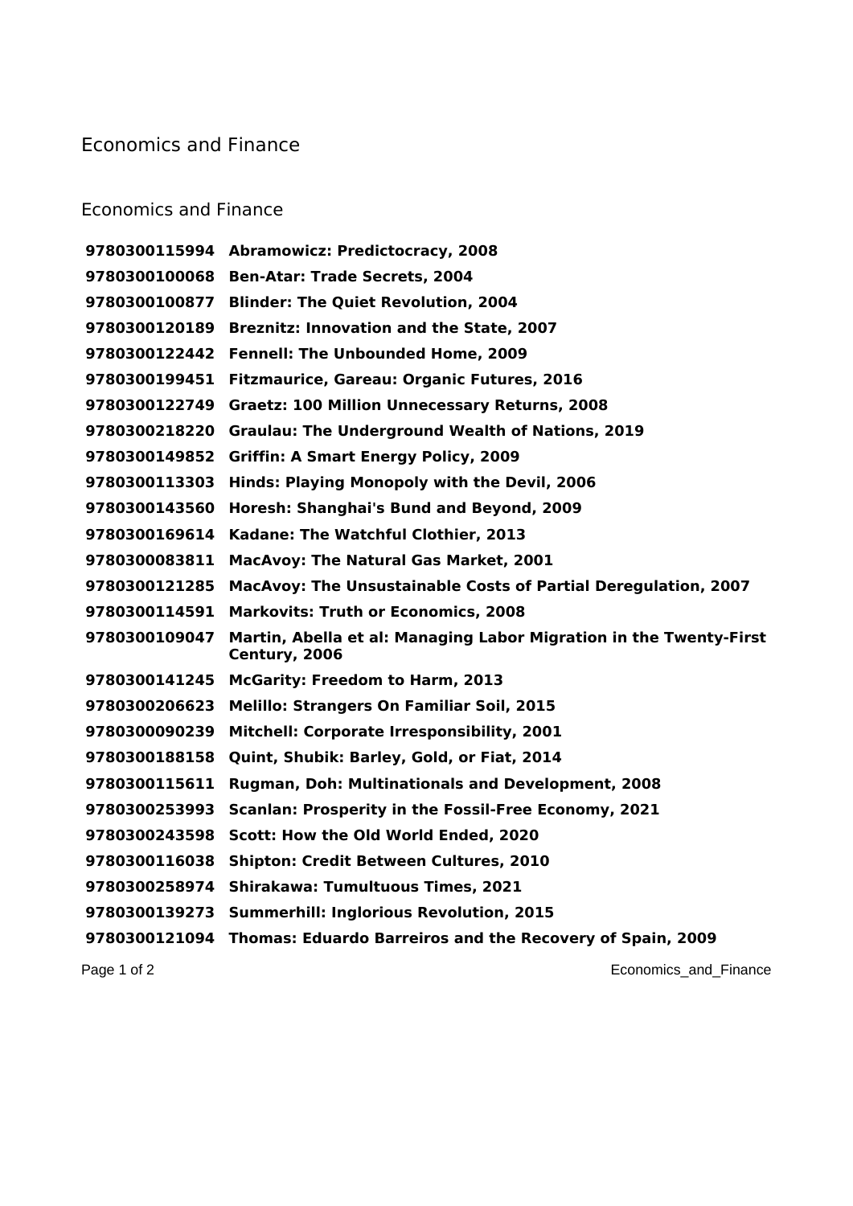# Economics and Finance

## Economics and Finance

| | |
|---|---|
| **9780300115994** | **Abramowicz: Predictocracy, 2008** |
| **9780300100068** | **Ben-Atar: Trade Secrets, 2004** |
| **9780300100877** | **Blinder: The Quiet Revolution, 2004** |
| **9780300120189** | **Breznitz: Innovation and the State, 2007** |
| **9780300122442** | **Fennell: The Unbounded Home, 2009** |
| **9780300199451** | **Fitzmaurice, Gareau: Organic Futures, 2016** |
| **9780300122749** | **Graetz: 100 Million Unnecessary Returns, 2008** |
| **9780300218220** | **Graulau: The Underground Wealth of Nations, 2019** |
| **9780300149852** | **Griffin: A Smart Energy Policy, 2009** |
| **9780300113303** | **Hinds: Playing Monopoly with the Devil, 2006** |
| **9780300143560** | **Horesh: Shanghai's Bund and Beyond, 2009** |
| **9780300169614** | **Kadane: The Watchful Clothier, 2013** |
| **9780300083811** | **MacAvoy: The Natural Gas Market, 2001** |
| **9780300121285** | **MacAvoy: The Unsustainable Costs of Partial Deregulation, 2007** |
| **9780300114591** | **Markovits: Truth or Economics, 2008** |
| **9780300109047** | **Martin, Abella et al: Managing Labor Migration in the Twenty-First Century, 2006** |
| **9780300141245** | **McGarity: Freedom to Harm, 2013** |
| **9780300206623** | **Melillo: Strangers On Familiar Soil, 2015** |
| **9780300090239** | **Mitchell: Corporate Irresponsibility, 2001** |
| **9780300188158** | **Quint, Shubik: Barley, Gold, or Fiat, 2014** |
| **9780300115611** | **Rugman, Doh: Multinationals and Development, 2008** |
| **9780300253993** | **Scanlan: Prosperity in the Fossil-Free Economy, 2021** |
| **9780300243598** | **Scott: How the Old World Ended, 2020** |
| **9780300116038** | **Shipton: Credit Between Cultures, 2010** |
| **9780300258974** | **Shirakawa: Tumultuous Times, 2021** |
| **9780300139273** | **Summerhill: Inglorious Revolution, 2015** |
| **9780300121094** | **Thomas: Eduardo Barreiros and the Recovery of Spain, 2009** |